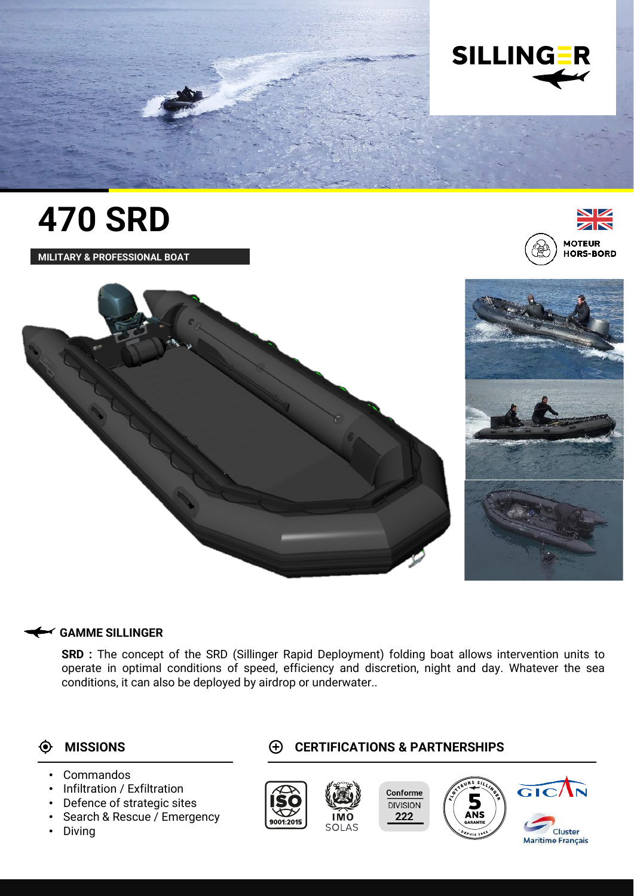SILLINGER

# 470 SRD

**MILITARY & PROFESSIONAL BOAT**

MOTEUR HORS-BORD

## GAMME SILLINGER

**SRD :** The concept of the SRD (Sillinger Rapid Deployment) folding boat allows intervention units to operate in optimal conditions of speed, efficiency and discretion, night and day. Whatever the sea conditions, it can also be deployed by airdrop or underwater..

## MISSIONS

- Commandos
- Infiltration / Exfiltration
- Defence of strategic sites
- Search & Rescue / Emergency
- Diving

## CERTIFICATIONS & PARTNERSHIPS

ISO 9001:2015

IMO SOLAS

Conforme DIVISION 222

5 ANS GARANTIE

GICAN

Cluster Maritime Français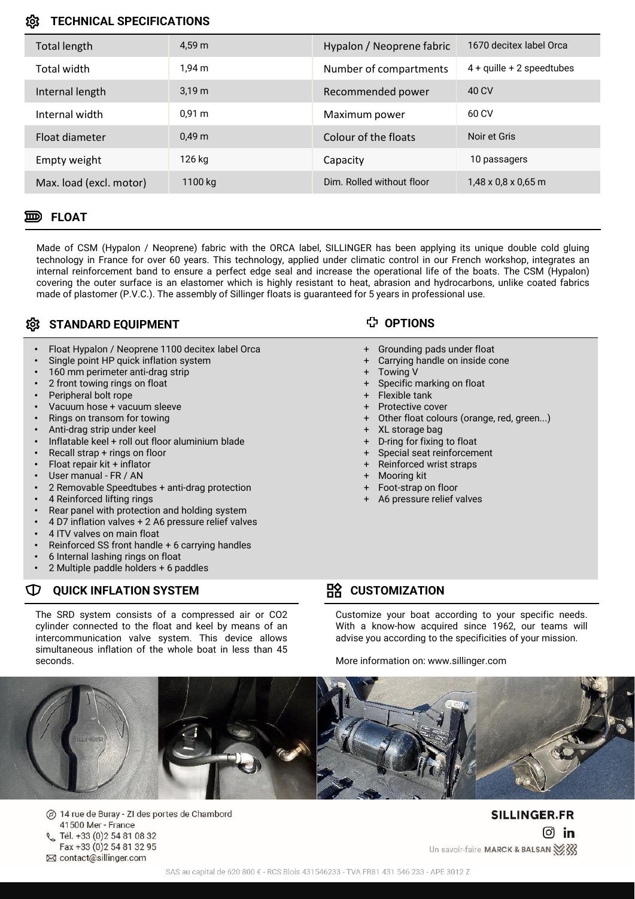## TECHNICAL SPECIFICATIONS

| | | | |
|---|---|---|---|
| Total length | 4,59 m | Hypalon / Neoprene fabric | 1670 decitex label Orca |
| Total width | 1,94 m | Number of compartments | 4 + quille + 2 speedtubes |
| Internal length | 3,19 m | Recommended power | 40 CV |
| Internal width | 0,91 m | Maximum power | 60 CV |
| Float diameter | 0,49 m | Colour of the floats | Noir et Gris |
| Empty weight | 126 kg | Capacity | 10 passagers |
| Max. load (excl. motor) | 1100 kg | Dim. Rolled without floor | 1,48 x 0,8 x 0,65 m |

## FLOAT

Made of CSM (Hypalon / Neoprene) fabric with the ORCA label, SILLINGER has been applying its unique double cold gluing technology in France for over 60 years. This technology, applied under climatic control in our French workshop, integrates an internal reinforcement band to ensure a perfect edge seal and increase the operational life of the boats. The CSM (Hypalon) covering the outer surface is an elastomer which is highly resistant to heat, abrasion and hydrocarbons, unlike coated fabrics made of plastomer (P.V.C.). The assembly of Sillinger floats is guaranteed for 5 years in professional use.

## STANDARD EQUIPMENT

- Float Hypalon / Neoprene 1100 decitex label Orca
- Single point HP quick inflation system
- 160 mm perimeter anti-drag strip
- 2 front towing rings on float
- Peripheral bolt rope
- Vacuum hose + vacuum sleeve
- Rings on transom for towing
- Anti-drag strip under keel
- Inflatable keel + roll out floor aluminium blade
- Recall strap + rings on floor
- Float repair kit + inflator
- User manual - FR / AN
- 2 Removable Speedtubes + anti-drag protection
- 4 Reinforced lifting rings
- Rear panel with protection and holding system
- 4 D7 inflation valves + 2 A6 pressure relief valves
- 4 ITV valves on main float
- Reinforced SS front handle + 6 carrying handles
- 6 Internal lashing rings on float
- 2 Multiple paddle holders + 6 paddles

## OPTIONS

+ Grounding pads under float
+ Carrying handle on inside cone
+ Towing V
+ Specific marking on float
+ Flexible tank
+ Protective cover
+ Other float colours (orange, red, green...)
+ XL storage bag
+ D-ring for fixing to float
+ Special seat reinforcement
+ Reinforced wrist straps
+ Mooring kit
+ Foot-strap on floor
+ A6 pressure relief valves

## QUICK INFLATION SYSTEM

The SRD system consists of a compressed air or CO2 cylinder connected to the float and keel by means of an intercommunication valve system. This device allows simultaneous inflation of the whole boat in less than 45 seconds.

## CUSTOMIZATION

Customize your boat according to your specific needs. With a know-how acquired since 1962, our teams will advise you according to the specificities of your mission.

More information on: www.sillinger.com

14 rue de Buray - ZI des portes de Chambord
41500 Mer - France
Tél. +33 (0)2 54 81 08 32
Fax +33 (0)2 54 81 32 95
contact@sillinger.com

**SILLINGER.FR**

Un savoir-faire MARCK & BALSAN

SAS au capital de 620 800 € - RCS Blois 431546233 - TVA FR81 431 546 233 - APE 3012 Z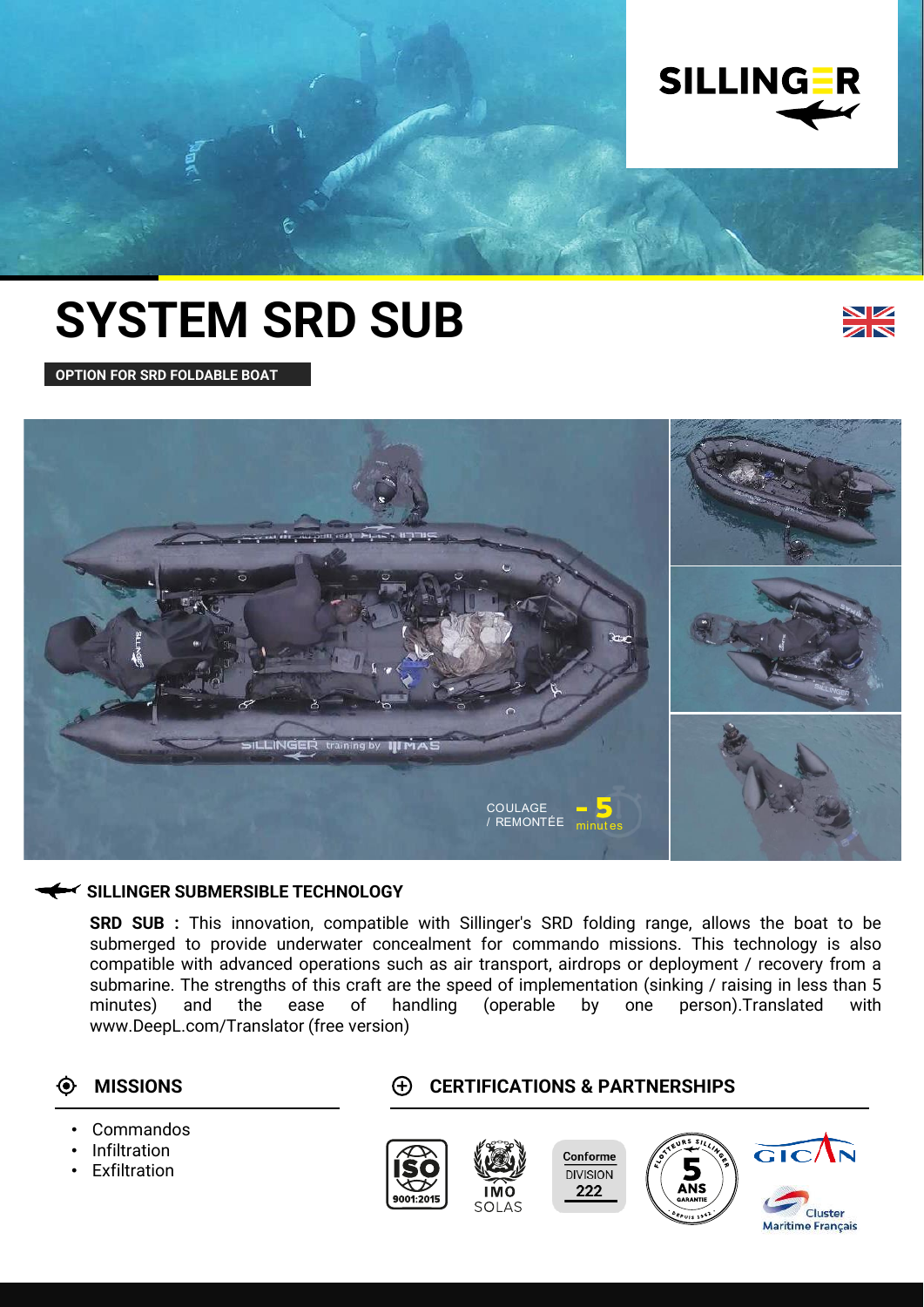# SYSTEM SRD SUB

**OPTION FOR SRD FOLDABLE BOAT**

COULAGE / REMONTÉE - 5 minutes

## SILLINGER SUBMERSIBLE TECHNOLOGY

**SRD SUB :** This innovation, compatible with Sillinger's SRD folding range, allows the boat to be submerged to provide underwater concealment for commando missions. This technology is also compatible with advanced operations such as air transport, airdrops or deployment / recovery from a submarine. The strengths of this craft are the speed of implementation (sinking / raising in less than 5 minutes) and the ease of handling (operable by one person).Translated with www.DeepL.com/Translator (free version)

## MISSIONS

- Commandos
- Infiltration
- Exfiltration

## CERTIFICATIONS & PARTNERSHIPS

ISO 9001:2015

IMO SOLAS

Conforme DIVISION 222

5 ANS GARANTIE

GICAN

Cluster Maritime Français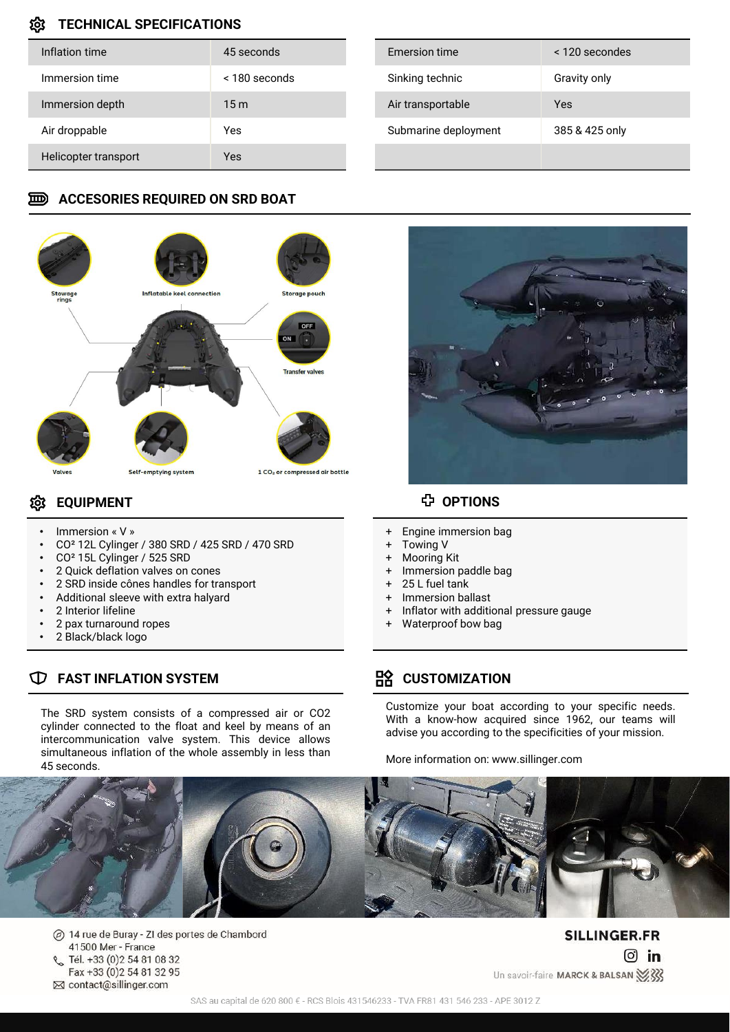## TECHNICAL SPECIFICATIONS

| | |
|---|---|
| Inflation time | 45 seconds |
| Immersion time | < 180 seconds |
| Immersion depth | 15 m |
| Air droppable | Yes |
| Helicopter transport | Yes |

| | |
|---|---|
| Emersion time | < 120 secondes |
| Sinking technic | Gravity only |
| Air transportable | Yes |
| Submarine deployment | 385 & 425 only |

## ACCESORIES REQUIRED ON SRD BOAT

Stowage rings

Inflatable keel connection

Storage pouch

Transfer valves

Valves

Self-emptying system

1 $CO_2$ or compressed air bottle

## EQUIPMENT

- Immersion « V »
- CO² 12L Cylinger / 380 SRD / 425 SRD / 470 SRD
- CO² 15L Cylinger / 525 SRD
- 2 Quick deflation valves on cones
- 2 SRD inside cônes handles for transport
- Additional sleeve with extra halyard
- 2 Interior lifeline
- 2 pax turnaround ropes
- 2 Black/black logo

## OPTIONS

- Engine immersion bag
- Towing V
- Mooring Kit
- Immersion paddle bag
- 25 L fuel tank
- Immersion ballast
- Inflator with additional pressure gauge
- Waterproof bow bag

## FAST INFLATION SYSTEM

The SRD system consists of a compressed air or CO2 cylinder connected to the float and keel by means of an intercommunication valve system. This device allows simultaneous inflation of the whole assembly in less than 45 seconds.

## CUSTOMIZATION

Customize your boat according to your specific needs. With a know-how acquired since 1962, our teams will advise you according to the specificities of your mission.

More information on: www.sillinger.com

14 rue de Buray - ZI des portes de Chambord
41500 Mer - France
Tél. +33 (0)2 54 81 08 32
Fax +33 (0)2 54 81 32 95
contact@sillinger.com

SILLINGER.FR

Un savoir-faire MARCK & BALSAN

SAS au capital de 620 800 € - RCS Blois 431546233 - TVA FR81 431 546 233 - APE 3012 Z